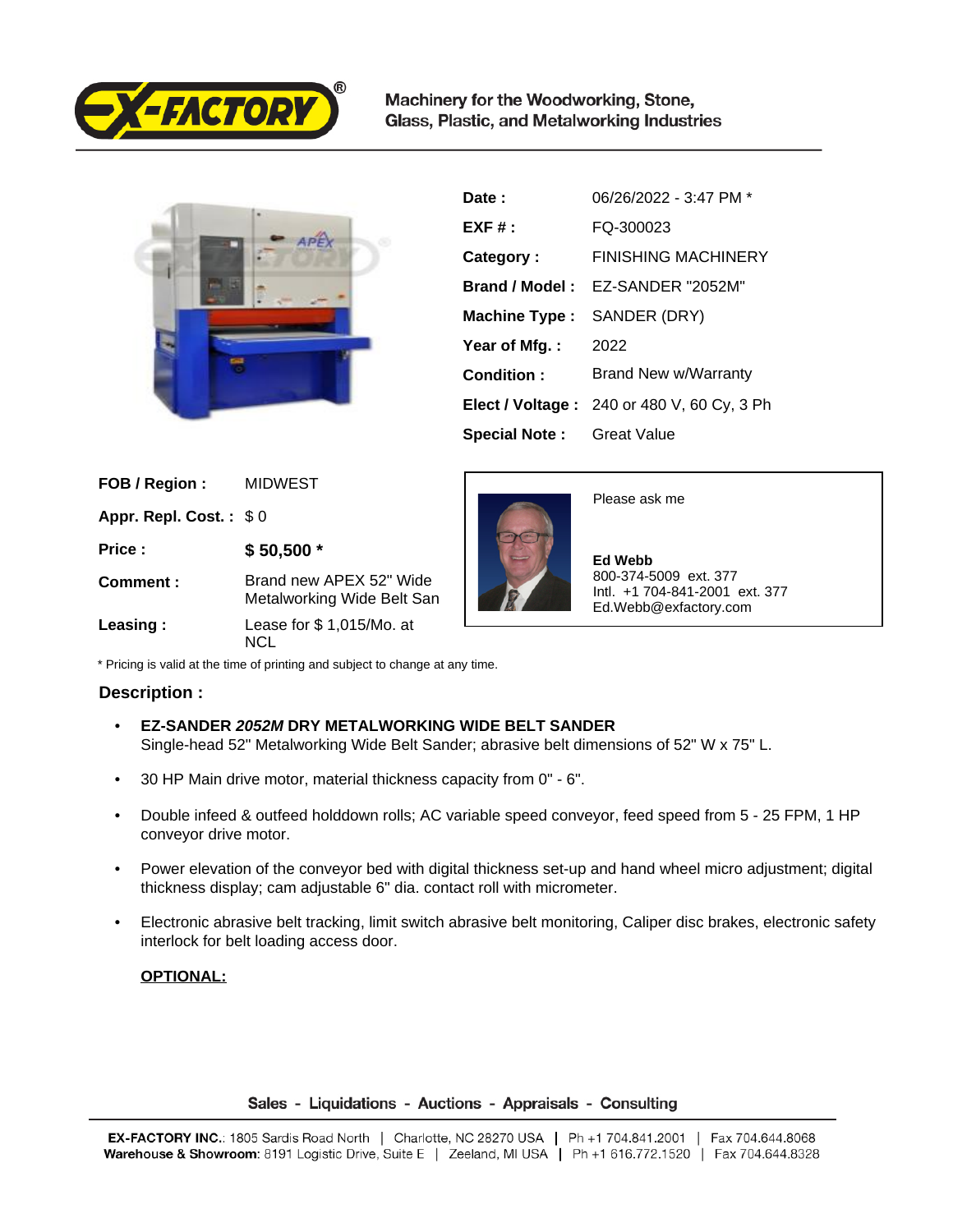Machinery for the Woodworking, Stone, Glass, Plastic, and Metalworking Industries

| | |
|---|---|
| **Date :** | 06/26/2022 - 3:47 PM * |
| **EXF # :** | FQ-300023 |
| **Category :** | FINISHING MACHINERY |
| **Brand / Model :** | EZ-SANDER "2052M" |
| **Machine Type :** | SANDER (DRY) |
| **Year of Mfg. :** | 2022 |
| **Condition :** | Brand New w/Warranty |
| **Elect / Voltage :** | 240 or 480 V, 60 Cy, 3 Ph |
| **Special Note :** | Great Value |

| | |
|---|---|
| **FOB / Region :** | MIDWEST |
| **Appr. Repl. Cost. :** | $ 0 |
| **Price :** | **$ 50,500 *** |
| **Comment :** | Brand new APEX 52" Wide Metalworking Wide Belt San |
| **Leasing :** | Lease for $ 1,015/Mo. at NCL |

Please ask me

**Ed Webb**
800-374-5009 ext. 377
Intl. +1 704-841-2001 ext. 377
Ed.Webb@exfactory.com

* Pricing is valid at the time of printing and subject to change at any time.

## Description :

- **EZ-SANDER *2052M* DRY METALWORKING WIDE BELT SANDER**
  Single-head 52" Metalworking Wide Belt Sander; abrasive belt dimensions of 52" W x 75" L.
- 30 HP Main drive motor, material thickness capacity from 0" - 6".
- Double infeed & outfeed holddown rolls; AC variable speed conveyor, feed speed from 5 - 25 FPM, 1 HP conveyor drive motor.
- Power elevation of the conveyor bed with digital thickness set-up and hand wheel micro adjustment; digital thickness display; cam adjustable 6" dia. contact roll with micrometer.
- Electronic abrasive belt tracking, limit switch abrasive belt monitoring, Caliper disc brakes, electronic safety interlock for belt loading access door.

**OPTIONAL:**

Sales - Liquidations - Auctions - Appraisals - Consulting

**EX-FACTORY INC.**: 1805 Sardis Road North | Charlotte, NC 28270 USA | Ph +1 704.841.2001 | Fax 704.644.8068
**Warehouse & Showroom**: 8191 Logistic Drive, Suite E | Zeeland, MI USA | Ph +1 616.772.1520 | Fax 704.644.8328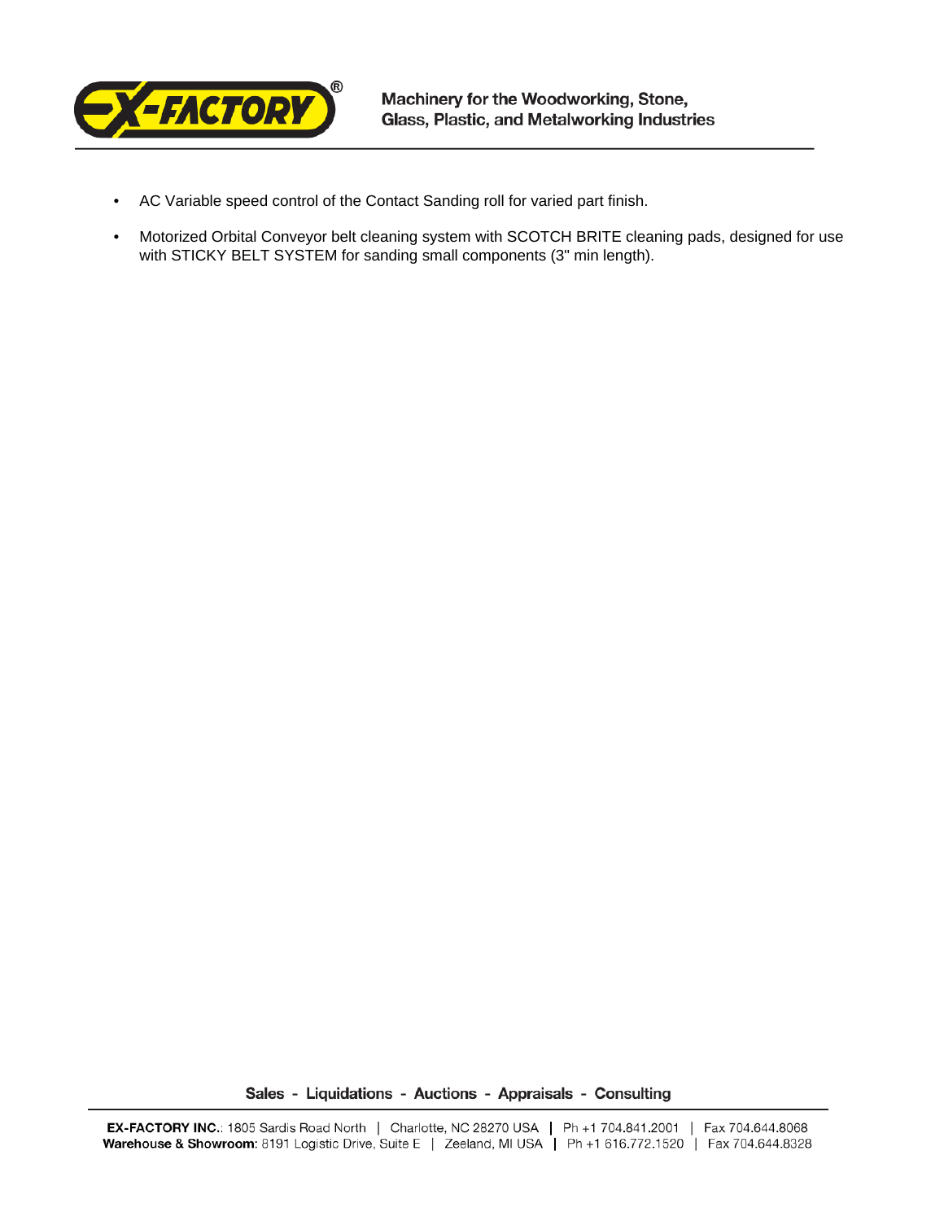- AC Variable speed control of the Contact Sanding roll for varied part finish.
- Motorized Orbital Conveyor belt cleaning system with SCOTCH BRITE cleaning pads, designed for use with STICKY BELT SYSTEM for sanding small components (3" min length).